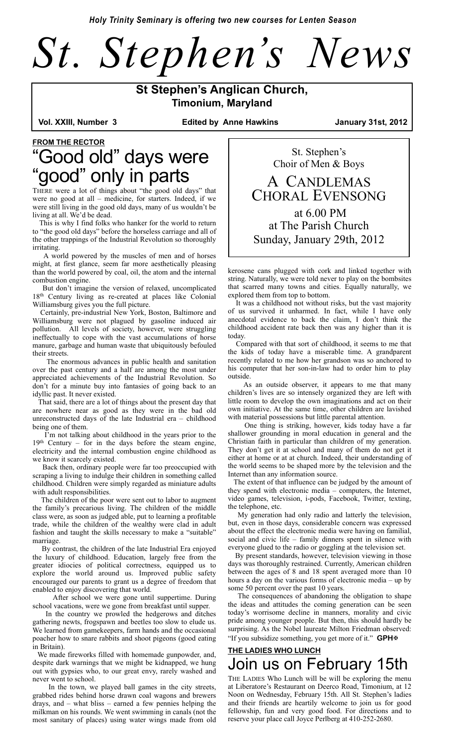*Holy Trinity Seminary is offering two new courses for Lenten Season*

# *St. Stephen's News*

**St Stephen's Anglican Church, Timonium, Maryland**

**Vol. XXIII, Number 3** **Edited by Anne Hawkins** **January 31st, 2012**

**FROM THE RECTOR**

## "Good old" days were "good" only in parts

THERE were a lot of things about "the good old days" that were no good at all – medicine, for starters. Indeed, if we were still living in the good old days, many of us wouldn't be living at all. We'd be dead.

This is why I find folks who hanker for the world to return to "the good old days" before the horseless carriage and all of the other trappings of the Industrial Revolution so thoroughly irritating.

A world powered by the muscles of men and of horses might, at first glance, seem far more aesthetically pleasing than the world powered by coal, oil, the atom and the internal combustion engine.

But don't imagine the version of relaxed, uncomplicated 18th Century living as re-created at places like Colonial Williamsburg gives you the full picture.

Certainly, pre-industrial New York, Boston, Baltimore and Williamsburg were not plagued by gasoline induced air pollution. All levels of society, however, were struggling ineffectually to cope with the vast accumulations of horse manure, garbage and human waste that ubiquitously befouled their streets.

The enormous advances in public health and sanitation over the past century and a half are among the most under appreciated achievements of the Industrial Revolution. So don't for a minute buy into fantasies of going back to an idyllic past. It never existed.

That said, there are a lot of things about the present day that are nowhere near as good as they were in the bad old unreconstructed days of the late Industrial era – childhood being one of them.

I'm not talking about childhood in the years prior to the 19th Century – for in the days before the steam engine, electricity and the internal combustion engine childhood as we know it scarcely existed.

Back then, ordinary people were far too preoccupied with scraping a living to indulge their children in something called childhood. Children were simply regarded as miniature adults with adult responsibilities.

The children of the poor were sent out to labor to augment the family's precarious living. The children of the middle class were, as soon as judged able, put to learning a profitable trade, while the children of the wealthy were clad in adult fashion and taught the skills necessary to make a "suitable" marriage.

By contrast, the children of the late Industrial Era enjoyed the luxury of childhood. Education, largely free from the greater idiocies of political correctness, equipped us to explore the world around us. Improved public safety encouraged our parents to grant us a degree of freedom that enabled to enjoy discovering that world.

After school we were gone until suppertime. During school vacations, were we gone from breakfast until supper.

In the country we prowled the hedgerows and ditches gathering newts, frogspawn and beetles too slow to elude us. We learned from gamekeepers, farm hands and the occasional poacher how to snare rabbits and shoot pigeons (good eating in Britain).

We made fireworks filled with homemade gunpowder, and, despite dark warnings that we might be kidnapped, we hung out with gypsies who, to our great envy, rarely washed and never went to school.

In the town, we played ball games in the city streets, grabbed rides behind horse drawn coal wagons and brewers drays, and – what bliss – earned a few pennies helping the milkman on his rounds. We went swimming in canals (not the most sanitary of places) using water wings made from old kerosene cans plugged with cork and linked together with string. Naturally, we were told never to play on the bombsites that scarred many towns and cities. Equally naturally, we explored them from top to bottom.

It was a childhood not without risks, but the vast majority of us survived it unharmed. In fact, while I have only anecdotal evidence to back the claim, I don't think the childhood accident rate back then was any higher than it is today.

Compared with that sort of childhood, it seems to me that the kids of today have a miserable time. A grandparent recently related to me how her grandson was so anchored to his computer that her son-in-law had to order him to play outside.

As an outside observer, it appears to me that many children's lives are so intensely organized they are left with little room to develop the own imaginations and act on their own initiative. At the same time, other children are lavished with material possessions but little parental attention.

One thing is striking, however, kids today have a far shallower grounding in moral education in general and the Christian faith in particular than children of my generation. They don't get it at school and many of them do not get it either at home or at at church. Indeed, their understanding of the world seems to be shaped more by the television and the Internet than any information source.

The extent of that influence can be judged by the amount of they spend with electronic media – computers, the Internet, video games, television, i-pods, Facebook, Twitter, texting, the telephone, etc.

My generation had only radio and latterly the television, but, even in those days, considerable concern was expressed about the effect the electronic media were having on familial, social and civic life – family dinners spent in silence with everyone glued to the radio or goggling at the television set.

By present standards, however, television viewing in those days was thoroughly restrained. Currently, American children between the ages of 8 and 18 spent averaged more than 10 hours a day on the various forms of electronic media – up by some 50 percent over the past 10 years.

The consequences of abandoning the obligation to shape the ideas and attitudes the coming generation can be seen today's worrisome decline in manners, morality and civic pride among younger people. But then, this should hardly be surprising. As the Nobel laureate Milton Friedman observed: "If you subsidize something, you get more of it." **GPH✠**

---

St. Stephen's
Choir of Men & Boys

### A CANDLEMAS CHORAL EVENSONG

at 6.00 PM
at The Parish Church
Sunday, January 29th, 2012

---

**THE LADIES WHO LUNCH**

## Join us on February 15th

THE LADIES Who Lunch will be will be exploring the menu at Liberatore's Restaurant on Deerco Road, Timonium, at 12 Noon on Wednesday, February 15th. All St. Stephen's ladies and their friends are heartily welcome to join us for good fellowship, fun and very good food. For directions and to reserve your place call Joyce Perlberg at 410-252-2680.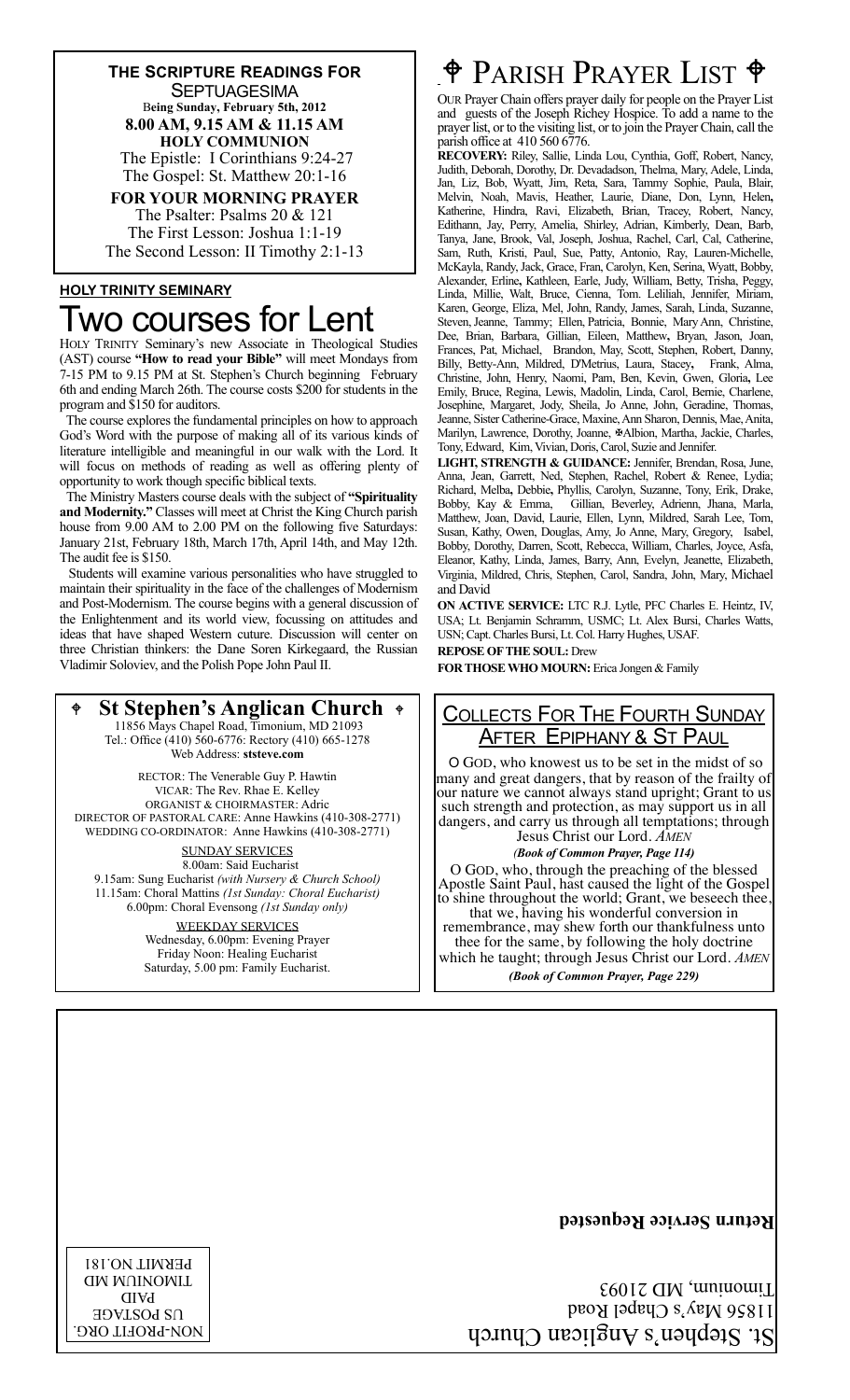**THE SCRIPTURE READINGS FOR**
SEPTUAGESIMA
**Being Sunday, February 5th, 2012**
**8.00 AM, 9.15 AM & 11.15 AM**
**HOLY COMMUNION**
The Epistle: I Corinthians 9:24-27
The Gospel: St. Matthew 20:1-16

**FOR YOUR MORNING PRAYER**
The Psalter: Psalms 20 & 121
The First Lesson: Joshua 1:1-19
The Second Lesson: II Timothy 2:1-13

**HOLY TRINITY SEMINARY**

# Two courses for Lent

HOLY TRINITY Seminary's new Associate in Theological Studies (AST) course **"How to read your Bible"** will meet Mondays from 7-15 PM to 9.15 PM at St. Stephen's Church beginning February 6th and ending March 26th. The course costs $200 for students in the program and $150 for auditors.

The course explores the fundamental principles on how to approach God's Word with the purpose of making all of its various kinds of literature intelligible and meaningful in our walk with the Lord. It will focus on methods of reading as well as offering plenty of opportunity to work though specific biblical texts.

The Ministry Masters course deals with the subject of **"Spirituality and Modernity."** Classes will meet at Christ the King Church parish house from 9.00 AM to 2.00 PM on the following five Saturdays: January 21st, February 18th, March 17th, April 14th, and May 12th. The audit fee is $150.

Students will examine various personalities who have struggled to maintain their spirituality in the face of the challenges of Modernism and Post-Modernism. The course begins with a general discussion of the Enlightenment and its world view, focussing on attitudes and ideas that have shaped Western cuture. Discussion will center on three Christian thinkers: the Dane Soren Kirkegaard, the Russian Vladimir Soloviev, and the Polish Pope John Paul II.

## ✠ St Stephen's Anglican Church ✠

11856 Mays Chapel Road, Timonium, MD 21093
Tel.: Office (410) 560-6776: Rectory (410) 665-1278
Web Address: **ststeve.com**

RECTOR: The Venerable Guy P. Hawtin
VICAR: The Rev. Rhae E. Kelley
ORGANIST & CHOIRMASTER: Adric
DIRECTOR OF PASTORAL CARE: Anne Hawkins (410-308-2771)
WEDDING CO-ORDINATOR: Anne Hawkins (410-308-2771)

SUNDAY SERVICES
8.00am: Said Eucharist
9.15am: Sung Eucharist *(with Nursery & Church School)*
11.15am: Choral Mattins *(1st Sunday: Choral Eucharist)*
6.00pm: Choral Evensong *(1st Sunday only)*

WEEKDAY SERVICES
Wednesday, 6.00pm: Evening Prayer
Friday Noon: Healing Eucharist
Saturday, 5.00 pm: Family Eucharist.

# ✠ PARISH PRAYER LIST ✠

OUR Prayer Chain offers prayer daily for people on the Prayer List and guests of the Joseph Richey Hospice. To add a name to the prayer list, or to the visiting list, or to join the Prayer Chain, call the parish office at 410 560 6776.

**RECOVERY:** Riley, Sallie, Linda Lou, Cynthia, Goff, Robert, Nancy, Judith, Deborah, Dorothy, Dr. Devadadson, Thelma, Mary, Adele, Linda, Jan, Liz, Bob, Wyatt, Jim, Reta, Sara, Tammy Sophie, Paula, Blair, Melvin, Noah, Mavis, Heather, Laurie, Diane, Don, Lynn, Helen, Katherine, Hindra, Ravi, Elizabeth, Brian, Tracey, Robert, Nancy, Edithann, Jay, Perry, Amelia, Shirley, Adrian, Kimberly, Dean, Barb, Tanya, Jane, Brook, Val, Joseph, Joshua, Rachel, Carl, Cal, Catherine, Sam, Ruth, Kristi, Paul, Sue, Patty, Antonio, Ray, Lauren-Michelle, McKayla, Randy, Jack, Grace, Fran, Carolyn, Ken, Serina, Wyatt, Bobby, Alexander, Erline, Kathleen, Earle, Judy, William, Betty, Trisha, Peggy, Linda, Millie, Walt, Bruce, Cienna, Tom. Leliliah, Jennifer, Miriam, Karen, George, Eliza, Mel, John, Randy, James, Sarah, Linda, Suzanne, Steven, Jeanne, Tammy; Ellen, Patricia, Bonnie, Mary Ann, Christine, Dee, Brian, Barbara, Gillian, Eileen, Matthew, Bryan, Jason, Joan, Frances, Pat, Michael, Brandon, May, Scott, Stephen, Robert, Danny, Billy, Betty-Ann, Mildred, D'Metrius, Laura, Stacey, Frank, Alma, Christine, John, Henry, Naomi, Pam, Ben, Kevin, Gwen, Gloria, Lee Emily, Bruce, Regina, Lewis, Madolin, Linda, Carol, Bernie, Charlene, Josephine, Margaret, Jody, Sheila, Jo Anne, John, Geradine, Thomas, Jeanne, Sister Catherine-Grace, Maxine, Ann Sharon, Dennis, Mae, Anita, Marilyn, Lawrence, Dorothy, Joanne, ✠Albion, Martha, Jackie, Charles, Tony, Edward, Kim, Vivian, Doris, Carol, Suzie and Jennifer.

**LIGHT, STRENGTH & GUIDANCE:** Jennifer, Brendan, Rosa, June, Anna, Jean, Garrett, Ned, Stephen, Rachel, Robert & Renee, Lydia; Richard, Melba, Debbie, Phyllis, Carolyn, Suzanne, Tony, Erik, Drake, Bobby, Kay & Emma, Gillian, Beverley, Adrienn, Jhana, Marla, Matthew, Joan, David, Laurie, Ellen, Lynn, Mildred, Sarah Lee, Tom, Susan, Kathy, Owen, Douglas, Amy, Jo Anne, Mary, Gregory, Isabel, Bobby, Dorothy, Darren, Scott, Rebecca, William, Charles, Joyce, Asfa, Eleanor, Kathy, Linda, James, Barry, Ann, Evelyn, Jeanette, Elizabeth, Virginia, Mildred, Chris, Stephen, Carol, Sandra, John, Mary, Michael and David

**ON ACTIVE SERVICE:** LTC R.J. Lytle, PFC Charles E. Heintz, IV, USA; Lt. Benjamin Schramm, USMC; Lt. Alex Bursi, Charles Watts, USN; Capt. Charles Bursi, Lt. Col. Harry Hughes, USAF.

**REPOSE OF THE SOUL:** Drew

**FOR THOSE WHO MOURN:** Erica Jongen & Family

## COLLECTS FOR THE FOURTH SUNDAY AFTER EPIPHANY & ST PAUL

O GOD, who knowest us to be set in the midst of so many and great dangers, that by reason of the frailty of our nature we cannot always stand upright; Grant to us such strength and protection, as may support us in all dangers, and carry us through all temptations; through Jesus Christ our Lord. *AMEN*

***(Book of Common Prayer, Page 114)***

O GOD, who, through the preaching of the blessed Apostle Saint Paul, hast caused the light of the Gospel to shine throughout the world; Grant, we beseech thee, that we, having his wonderful conversion in remembrance, may shew forth our thankfulness unto thee for the same, by following the holy doctrine which he taught; through Jesus Christ our Lord. *AMEN*

***(Book of Common Prayer, Page 229)***

St. Stephen's Anglican Church
11856 May's Chapel Road
Timonium, MD 21093

**Return Service Requested**

NON-PROFIT ORG.
US POSTAGE
PAID
TIMONIUM MD
PERMIT NO.181